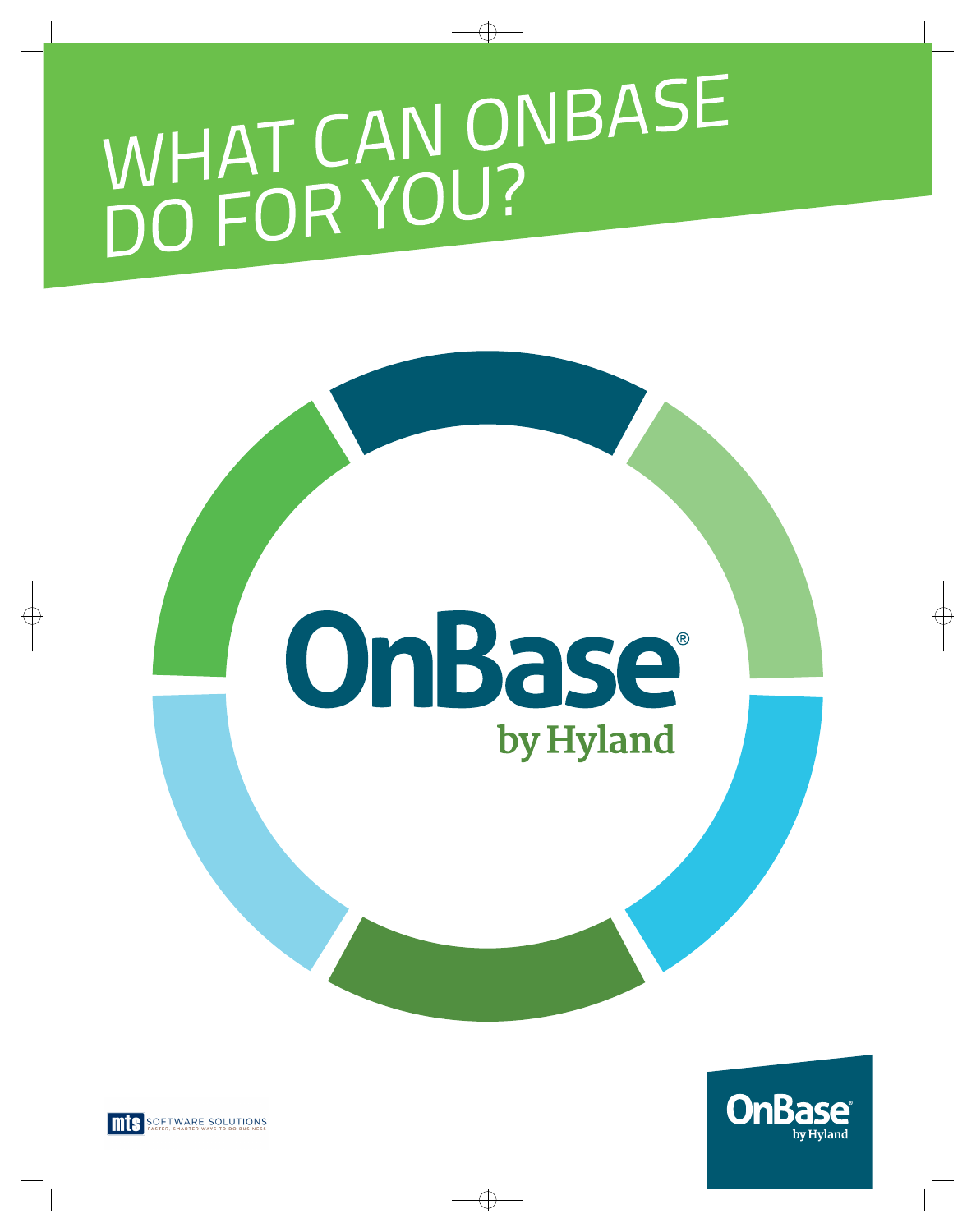# WHAT CAN ONBASE DO FOR YOU?

OnBase®
by Hyland

mts SOFTWARE SOLUTIONS
FASTER, SMARTER WAYS TO DO BUSINESS

OnBase®
by Hyland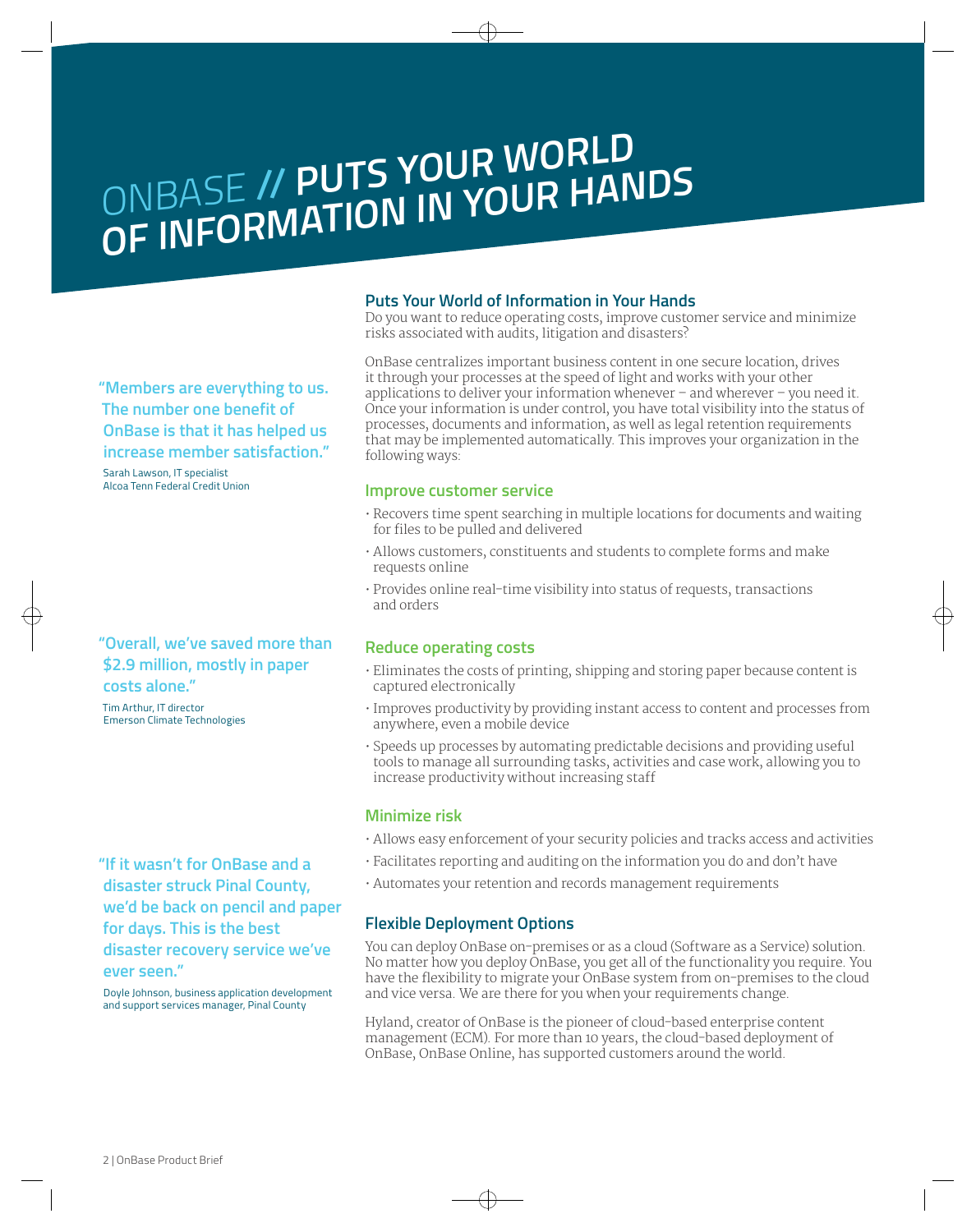# ONBASE // PUTS YOUR WORLD OF INFORMATION IN YOUR HANDS

## Puts Your World of Information in Your Hands

Do you want to reduce operating costs, improve customer service and minimize risks associated with audits, litigation and disasters?

OnBase centralizes important business content in one secure location, drives it through your processes at the speed of light and works with your other applications to deliver your information whenever – and wherever – you need it. Once your information is under control, you have total visibility into the status of processes, documents and information, as well as legal retention requirements that may be implemented automatically. This improves your organization in the following ways:

### Improve customer service

- Recovers time spent searching in multiple locations for documents and waiting for files to be pulled and delivered
- Allows customers, constituents and students to complete forms and make requests online
- Provides online real-time visibility into status of requests, transactions and orders

### Reduce operating costs

- Eliminates the costs of printing, shipping and storing paper because content is captured electronically
- Improves productivity by providing instant access to content and processes from anywhere, even a mobile device
- Speeds up processes by automating predictable decisions and providing useful tools to manage all surrounding tasks, activities and case work, allowing you to increase productivity without increasing staff

### Minimize risk

- Allows easy enforcement of your security policies and tracks access and activities
- Facilitates reporting and auditing on the information you do and don't have
- Automates your retention and records management requirements

## Flexible Deployment Options

You can deploy OnBase on-premises or as a cloud (Software as a Service) solution. No matter how you deploy OnBase, you get all of the functionality you require. You have the flexibility to migrate your OnBase system from on-premises to the cloud and vice versa. We are there for you when your requirements change.

Hyland, creator of OnBase is the pioneer of cloud-based enterprise content management (ECM). For more than 10 years, the cloud-based deployment of OnBase, OnBase Online, has supported customers around the world.

**"Members are everything to us. The number one benefit of OnBase is that it has helped us increase member satisfaction."**

Sarah Lawson, IT specialist
Alcoa Tenn Federal Credit Union

**"Overall, we've saved more than $2.9 million, mostly in paper costs alone."**

Tim Arthur, IT director
Emerson Climate Technologies

**"If it wasn't for OnBase and a disaster struck Pinal County, we'd be back on pencil and paper for days. This is the best disaster recovery service we've ever seen."**

Doyle Johnson, business application development and support services manager, Pinal County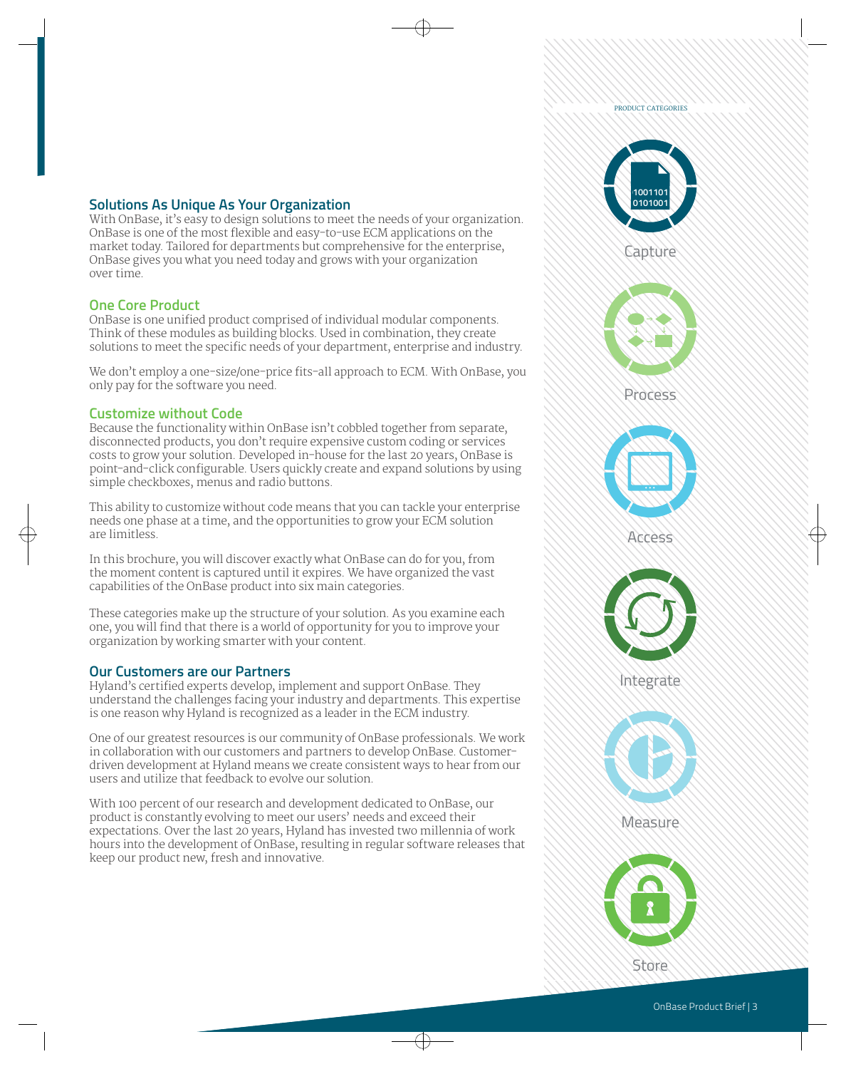## Solutions As Unique As Your Organization

With OnBase, it's easy to design solutions to meet the needs of your organization. OnBase is one of the most flexible and easy-to-use ECM applications on the market today. Tailored for departments but comprehensive for the enterprise, OnBase gives you what you need today and grows with your organization over time.

## One Core Product

OnBase is one unified product comprised of individual modular components. Think of these modules as building blocks. Used in combination, they create solutions to meet the specific needs of your department, enterprise and industry.

We don't employ a one-size/one-price fits-all approach to ECM. With OnBase, you only pay for the software you need.

## Customize without Code

Because the functionality within OnBase isn't cobbled together from separate, disconnected products, you don't require expensive custom coding or services costs to grow your solution. Developed in-house for the last 20 years, OnBase is point-and-click configurable. Users quickly create and expand solutions by using simple checkboxes, menus and radio buttons.

This ability to customize without code means that you can tackle your enterprise needs one phase at a time, and the opportunities to grow your ECM solution are limitless.

In this brochure, you will discover exactly what OnBase can do for you, from the moment content is captured until it expires. We have organized the vast capabilities of the OnBase product into six main categories.

These categories make up the structure of your solution. As you examine each one, you will find that there is a world of opportunity for you to improve your organization by working smarter with your content.

## Our Customers are our Partners

Hyland's certified experts develop, implement and support OnBase. They understand the challenges facing your industry and departments. This expertise is one reason why Hyland is recognized as a leader in the ECM industry.

One of our greatest resources is our community of OnBase professionals. We work in collaboration with our customers and partners to develop OnBase. Customer-driven development at Hyland means we create consistent ways to hear from our users and utilize that feedback to evolve our solution.

With 100 percent of our research and development dedicated to OnBase, our product is constantly evolving to meet our users' needs and exceed their expectations. Over the last 20 years, Hyland has invested two millennia of work hours into the development of OnBase, resulting in regular software releases that keep our product new, fresh and innovative.

PRODUCT CATEGORIES

- Capture
- Process
- Access
- Integrate
- Measure
- Store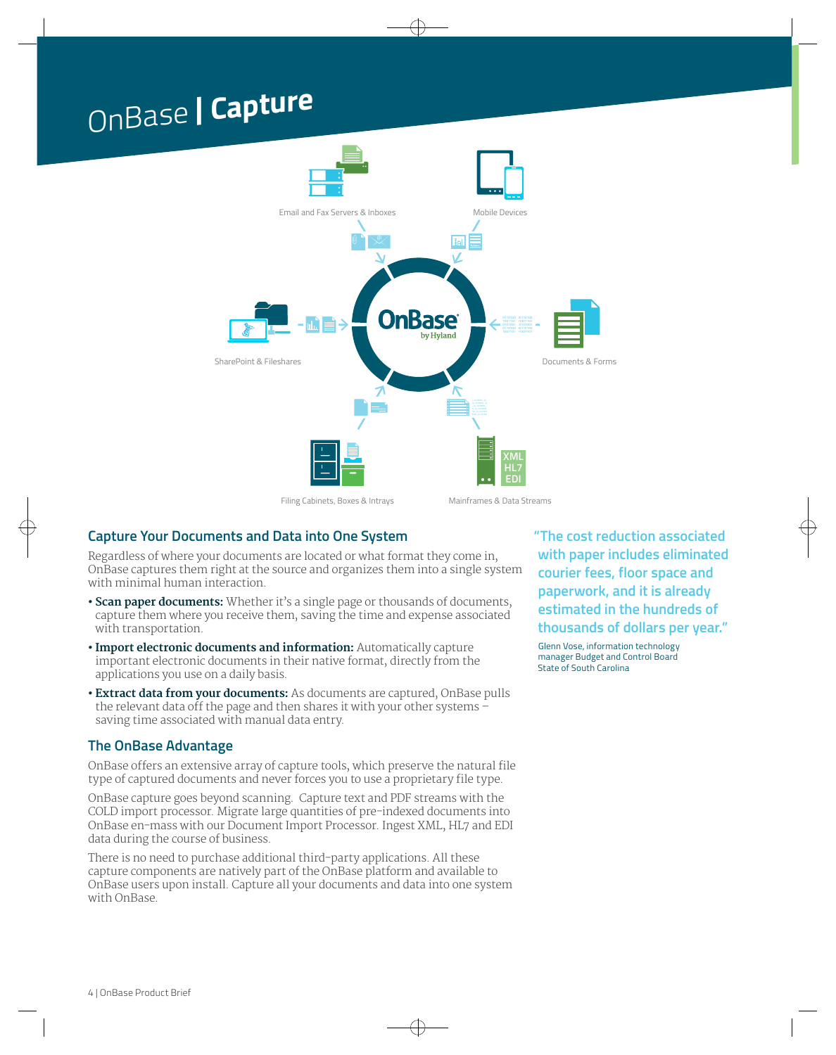# OnBase | Capture

Email and Fax Servers & Inboxes

Mobile Devices

SharePoint & Fileshares

Documents & Forms

Filing Cabinets, Boxes & Intrays

Mainframes & Data Streams

## Capture Your Documents and Data into One System

Regardless of where your documents are located or what format they come in, OnBase captures them right at the source and organizes them into a single system with minimal human interaction.

- **Scan paper documents:** Whether it's a single page or thousands of documents, capture them where you receive them, saving the time and expense associated with transportation.
- **Import electronic documents and information:** Automatically capture important electronic documents in their native format, directly from the applications you use on a daily basis.
- **Extract data from your documents:** As documents are captured, OnBase pulls the relevant data off the page and then shares it with your other systems – saving time associated with manual data entry.

## The OnBase Advantage

OnBase offers an extensive array of capture tools, which preserve the natural file type of captured documents and never forces you to use a proprietary file type.

OnBase capture goes beyond scanning. Capture text and PDF streams with the COLD import processor. Migrate large quantities of pre-indexed documents into OnBase en-mass with our Document Import Processor. Ingest XML, HL7 and EDI data during the course of business.

There is no need to purchase additional third-party applications. All these capture components are natively part of the OnBase platform and available to OnBase users upon install. Capture all your documents and data into one system with OnBase.

> "The cost reduction associated with paper includes eliminated courier fees, floor space and paperwork, and it is already estimated in the hundreds of thousands of dollars per year."
>
> Glenn Vose, information technology manager Budget and Control Board State of South Carolina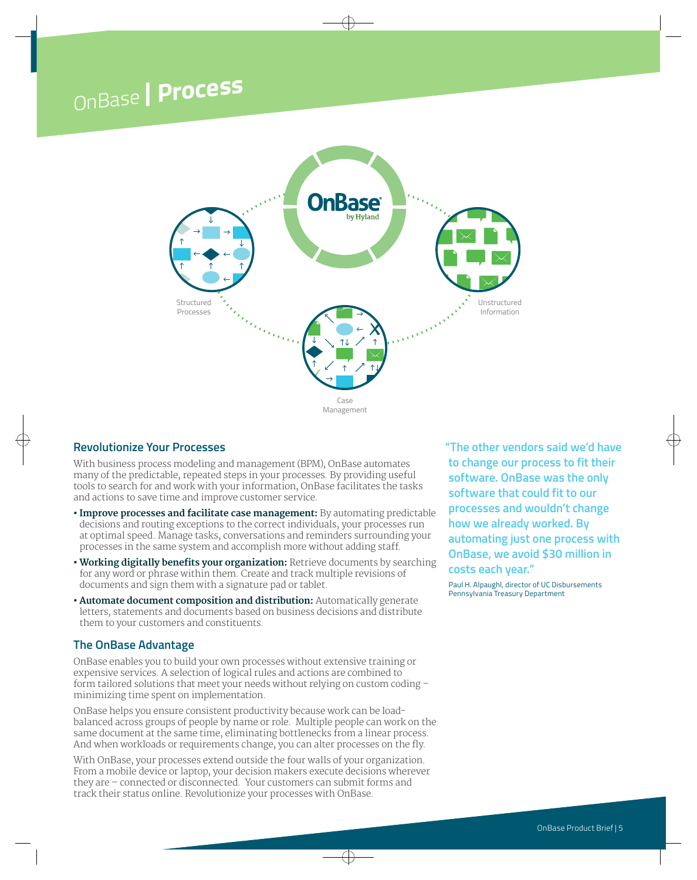# OnBase | Process

Structured Processes

Unstructured Information

Case Management

## Revolutionize Your Processes

With business process modeling and management (BPM), OnBase automates many of the predictable, repeated steps in your processes. By providing useful tools to search for and work with your information, OnBase facilitates the tasks and actions to save time and improve customer service.

- **Improve processes and facilitate case management:** By automating predictable decisions and routing exceptions to the correct individuals, your processes run at optimal speed. Manage tasks, conversations and reminders surrounding your processes in the same system and accomplish more without adding staff.
- **Working digitally benefits your organization:** Retrieve documents by searching for any word or phrase within them. Create and track multiple revisions of documents and sign them with a signature pad or tablet.
- **Automate document composition and distribution:** Automatically generate letters, statements and documents based on business decisions and distribute them to your customers and constituents.

## The OnBase Advantage

OnBase enables you to build your own processes without extensive training or expensive services. A selection of logical rules and actions are combined to form tailored solutions that meet your needs without relying on custom coding – minimizing time spent on implementation.

OnBase helps you ensure consistent productivity because work can be load-balanced across groups of people by name or role. Multiple people can work on the same document at the same time, eliminating bottlenecks from a linear process. And when workloads or requirements change, you can alter processes on the fly.

With OnBase, your processes extend outside the four walls of your organization. From a mobile device or laptop, your decision makers execute decisions wherever they are – connected or disconnected. Your customers can submit forms and track their status online. Revolutionize your processes with OnBase.

**"The other vendors said we'd have to change our process to fit their software. OnBase was the only software that could fit to our processes and wouldn't change how we already worked. By automating just one process with OnBase, we avoid $30 million in costs each year."**

Paul H. Alpaughl, director of UC Disbursements
Pennsylvania Treasury Department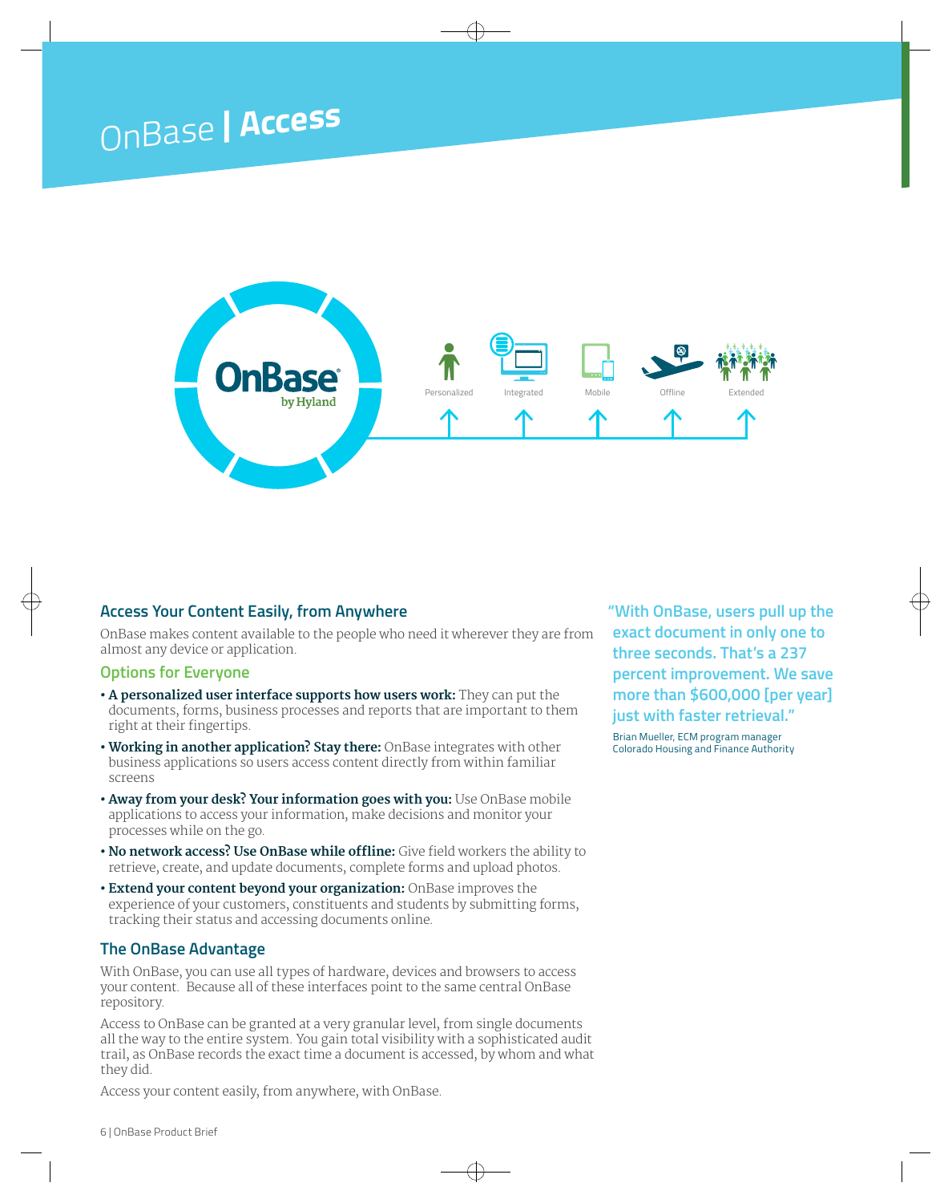# OnBase | Access

Personalized Integrated Mobile Offline Extended

## Access Your Content Easily, from Anywhere

OnBase makes content available to the people who need it wherever they are from almost any device or application.

### Options for Everyone

- **A personalized user interface supports how users work:** They can put the documents, forms, business processes and reports that are important to them right at their fingertips.
- **Working in another application? Stay there:** OnBase integrates with other business applications so users access content directly from within familiar screens
- **Away from your desk? Your information goes with you:** Use OnBase mobile applications to access your information, make decisions and monitor your processes while on the go.
- **No network access? Use OnBase while offline:** Give field workers the ability to retrieve, create, and update documents, complete forms and upload photos.
- **Extend your content beyond your organization:** OnBase improves the experience of your customers, constituents and students by submitting forms, tracking their status and accessing documents online.

### The OnBase Advantage

With OnBase, you can use all types of hardware, devices and browsers to access your content. Because all of these interfaces point to the same central OnBase repository.

Access to OnBase can be granted at a very granular level, from single documents all the way to the entire system. You gain total visibility with a sophisticated audit trail, as OnBase records the exact time a document is accessed, by whom and what they did.

Access your content easily, from anywhere, with OnBase.

**"With OnBase, users pull up the exact document in only one to three seconds. That's a 237 percent improvement. We save more than $600,000 [per year] just with faster retrieval."**

Brian Mueller, ECM program manager
Colorado Housing and Finance Authority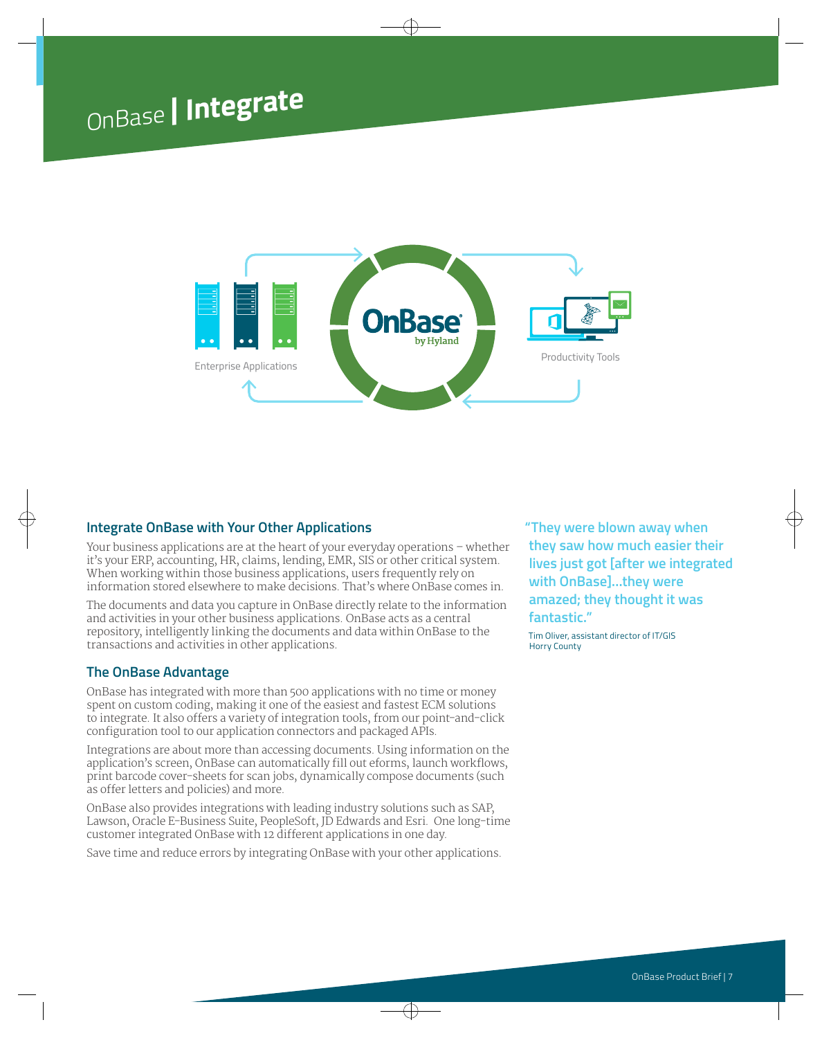# OnBase | Integrate

Enterprise Applications

Productivity Tools

## Integrate OnBase with Your Other Applications

Your business applications are at the heart of your everyday operations – whether it's your ERP, accounting, HR, claims, lending, EMR, SIS or other critical system. When working within those business applications, users frequently rely on information stored elsewhere to make decisions. That's where OnBase comes in.

The documents and data you capture in OnBase directly relate to the information and activities in your other business applications. OnBase acts as a central repository, intelligently linking the documents and data within OnBase to the transactions and activities in other applications.

## The OnBase Advantage

OnBase has integrated with more than 500 applications with no time or money spent on custom coding, making it one of the easiest and fastest ECM solutions to integrate. It also offers a variety of integration tools, from our point-and-click configuration tool to our application connectors and packaged APIs.

Integrations are about more than accessing documents. Using information on the application's screen, OnBase can automatically fill out eforms, launch workflows, print barcode cover-sheets for scan jobs, dynamically compose documents (such as offer letters and policies) and more.

OnBase also provides integrations with leading industry solutions such as SAP, Lawson, Oracle E-Business Suite, PeopleSoft, JD Edwards and Esri. One long-time customer integrated OnBase with 12 different applications in one day.

Save time and reduce errors by integrating OnBase with your other applications.

> **"They were blown away when they saw how much easier their lives just got [after we integrated with OnBase]…they were amazed; they thought it was fantastic."**
>
> Tim Oliver, assistant director of IT/GIS
> Horry County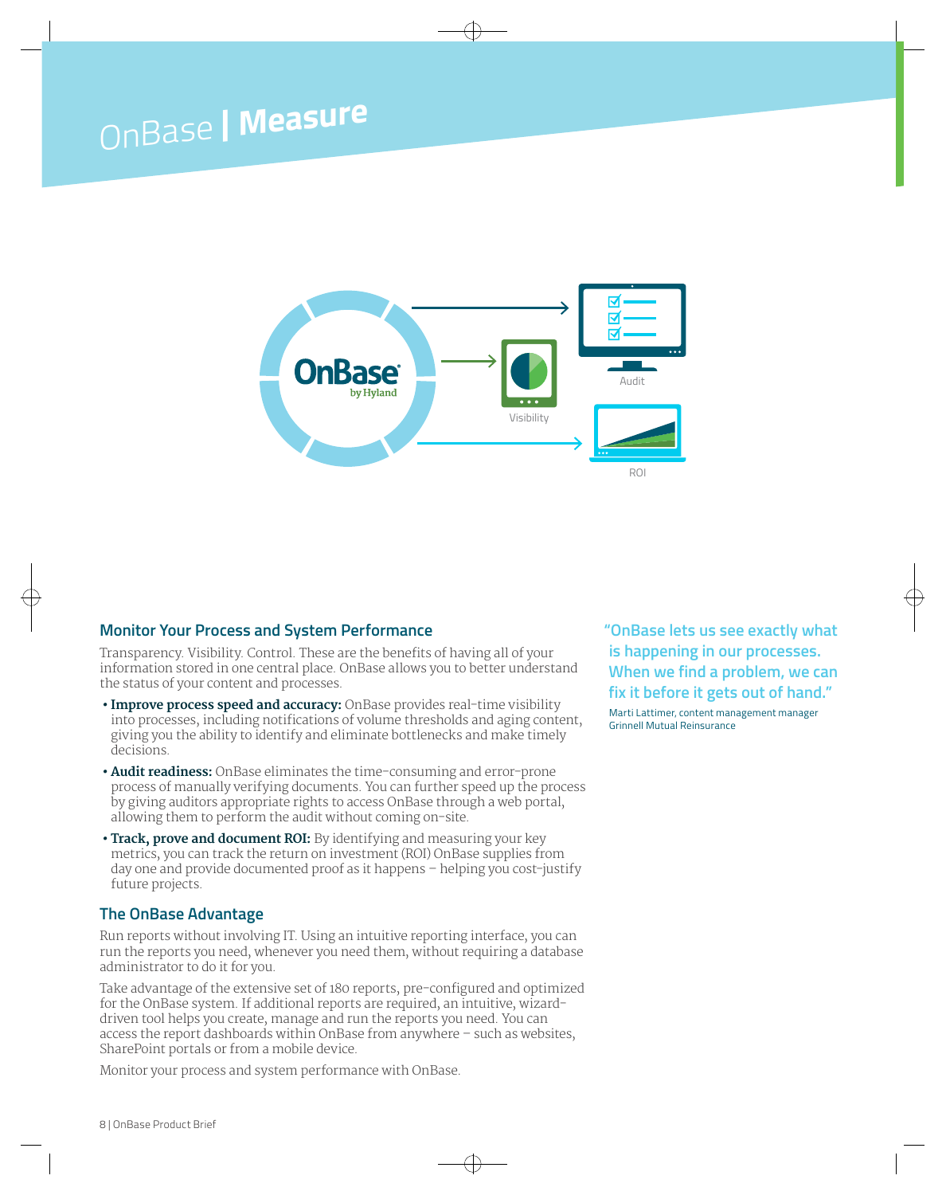# OnBase | Measure

Audit

Visibility

ROI

## Monitor Your Process and System Performance

Transparency. Visibility. Control. These are the benefits of having all of your information stored in one central place. OnBase allows you to better understand the status of your content and processes.

- **Improve process speed and accuracy:** OnBase provides real-time visibility into processes, including notifications of volume thresholds and aging content, giving you the ability to identify and eliminate bottlenecks and make timely decisions.
- **Audit readiness:** OnBase eliminates the time-consuming and error-prone process of manually verifying documents. You can further speed up the process by giving auditors appropriate rights to access OnBase through a web portal, allowing them to perform the audit without coming on-site.
- **Track, prove and document ROI:** By identifying and measuring your key metrics, you can track the return on investment (ROI) OnBase supplies from day one and provide documented proof as it happens – helping you cost-justify future projects.

## The OnBase Advantage

Run reports without involving IT. Using an intuitive reporting interface, you can run the reports you need, whenever you need them, without requiring a database administrator to do it for you.

Take advantage of the extensive set of 180 reports, pre-configured and optimized for the OnBase system. If additional reports are required, an intuitive, wizard-driven tool helps you create, manage and run the reports you need. You can access the report dashboards within OnBase from anywhere – such as websites, SharePoint portals or from a mobile device.

Monitor your process and system performance with OnBase.

> "OnBase lets us see exactly what is happening in our processes. When we find a problem, we can fix it before it gets out of hand."
>
> Marti Lattimer, content management manager
> Grinnell Mutual Reinsurance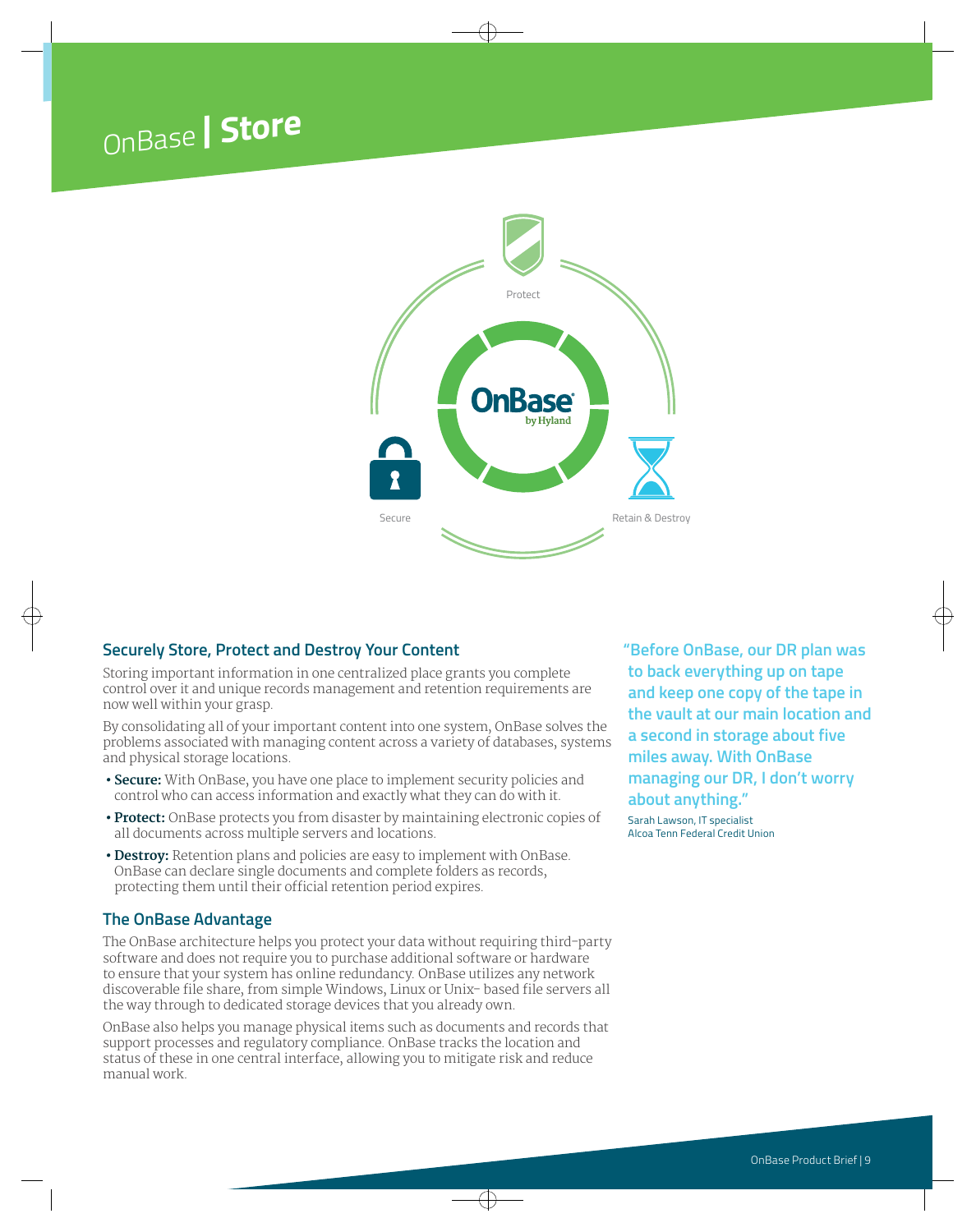# OnBase | Store

Protect

Secure

Retain & Destroy

## Securely Store, Protect and Destroy Your Content

Storing important information in one centralized place grants you complete control over it and unique records management and retention requirements are now well within your grasp.

By consolidating all of your important content into one system, OnBase solves the problems associated with managing content across a variety of databases, systems and physical storage locations.

- **Secure:** With OnBase, you have one place to implement security policies and control who can access information and exactly what they can do with it.
- **Protect:** OnBase protects you from disaster by maintaining electronic copies of all documents across multiple servers and locations.
- **Destroy:** Retention plans and policies are easy to implement with OnBase. OnBase can declare single documents and complete folders as records, protecting them until their official retention period expires.

## The OnBase Advantage

The OnBase architecture helps you protect your data without requiring third-party software and does not require you to purchase additional software or hardware to ensure that your system has online redundancy. OnBase utilizes any network discoverable file share, from simple Windows, Linux or Unix- based file servers all the way through to dedicated storage devices that you already own.

OnBase also helps you manage physical items such as documents and records that support processes and regulatory compliance. OnBase tracks the location and status of these in one central interface, allowing you to mitigate risk and reduce manual work.

> **"Before OnBase, our DR plan was to back everything up on tape and keep one copy of the tape in the vault at our main location and a second in storage about five miles away. With OnBase managing our DR, I don't worry about anything."**
>
> Sarah Lawson, IT specialist
> Alcoa Tenn Federal Credit Union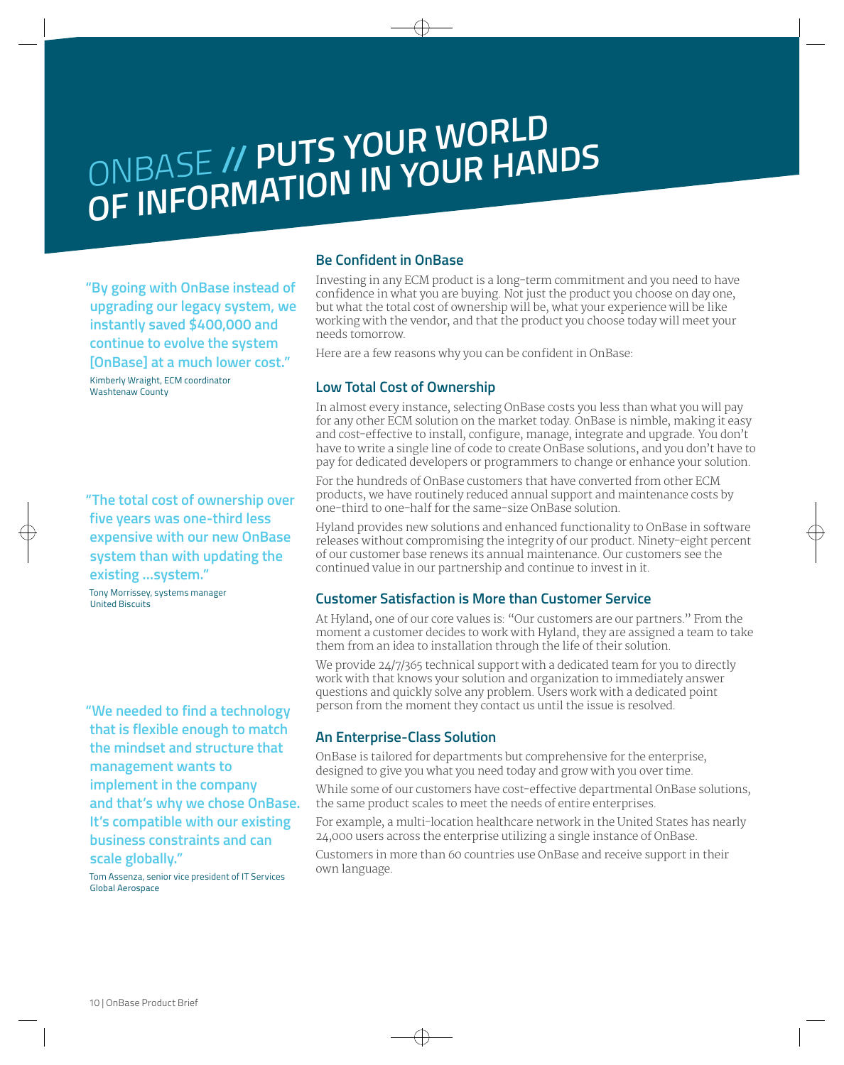# ONBASE // PUTS YOUR WORLD OF INFORMATION IN YOUR HANDS

**"By going with OnBase instead of upgrading our legacy system, we instantly saved $400,000 and continue to evolve the system [OnBase] at a much lower cost."**

Kimberly Wraight, ECM coordinator
Washtenaw County

**"The total cost of ownership over five years was one-third less expensive with our new OnBase system than with updating the existing ...system."**

Tony Morrissey, systems manager
United Biscuits

**"We needed to find a technology that is flexible enough to match the mindset and structure that management wants to implement in the company and that's why we chose OnBase. It's compatible with our existing business constraints and can scale globally."**

Tom Assenza, senior vice president of IT Services
Global Aerospace

## Be Confident in OnBase

Investing in any ECM product is a long-term commitment and you need to have confidence in what you are buying. Not just the product you choose on day one, but what the total cost of ownership will be, what your experience will be like working with the vendor, and that the product you choose today will meet your needs tomorrow.

Here are a few reasons why you can be confident in OnBase:

## Low Total Cost of Ownership

In almost every instance, selecting OnBase costs you less than what you will pay for any other ECM solution on the market today. OnBase is nimble, making it easy and cost-effective to install, configure, manage, integrate and upgrade. You don't have to write a single line of code to create OnBase solutions, and you don't have to pay for dedicated developers or programmers to change or enhance your solution.

For the hundreds of OnBase customers that have converted from other ECM products, we have routinely reduced annual support and maintenance costs by one-third to one-half for the same-size OnBase solution.

Hyland provides new solutions and enhanced functionality to OnBase in software releases without compromising the integrity of our product. Ninety-eight percent of our customer base renews its annual maintenance. Our customers see the continued value in our partnership and continue to invest in it.

## Customer Satisfaction is More than Customer Service

At Hyland, one of our core values is: "Our customers are our partners." From the moment a customer decides to work with Hyland, they are assigned a team to take them from an idea to installation through the life of their solution.

We provide 24/7/365 technical support with a dedicated team for you to directly work with that knows your solution and organization to immediately answer questions and quickly solve any problem. Users work with a dedicated point person from the moment they contact us until the issue is resolved.

## An Enterprise-Class Solution

OnBase is tailored for departments but comprehensive for the enterprise, designed to give you what you need today and grow with you over time.

While some of our customers have cost-effective departmental OnBase solutions, the same product scales to meet the needs of entire enterprises.

For example, a multi-location healthcare network in the United States has nearly 24,000 users across the enterprise utilizing a single instance of OnBase.

Customers in more than 60 countries use OnBase and receive support in their own language.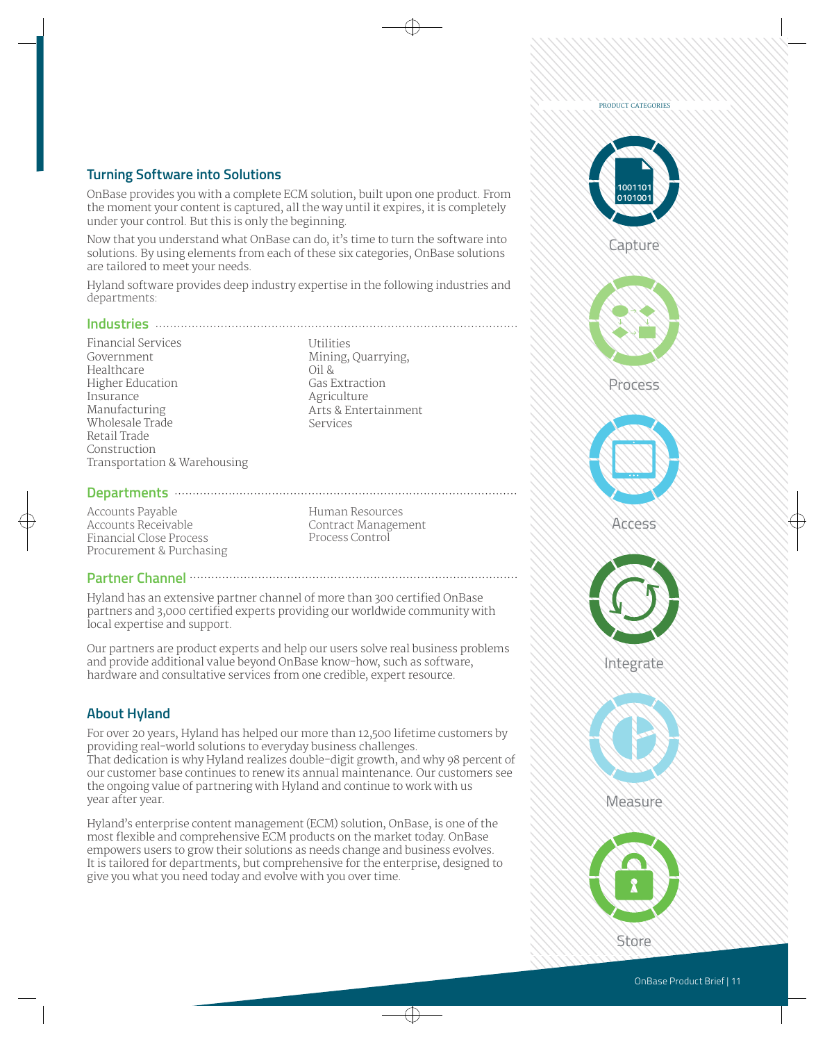## Turning Software into Solutions

OnBase provides you with a complete ECM solution, built upon one product. From the moment your content is captured, all the way until it expires, it is completely under your control. But this is only the beginning.

Now that you understand what OnBase can do, it's time to turn the software into solutions. By using elements from each of these six categories, OnBase solutions are tailored to meet your needs.

Hyland software provides deep industry expertise in the following industries and departments:

### Industries

- Financial Services
- Government
- Healthcare
- Higher Education
- Insurance
- Manufacturing
- Wholesale Trade
- Retail Trade
- Construction
- Transportation & Warehousing
- Utilities
- Mining, Quarrying, Oil & Gas Extraction
- Agriculture
- Arts & Entertainment
- Services

### Departments

- Accounts Payable
- Accounts Receivable
- Financial Close Process
- Procurement & Purchasing
- Human Resources
- Contract Management
- Process Control

### Partner Channel

Hyland has an extensive partner channel of more than 300 certified OnBase partners and 3,000 certified experts providing our worldwide community with local expertise and support.

Our partners are product experts and help our users solve real business problems and provide additional value beyond OnBase know-how, such as software, hardware and consultative services from one credible, expert resource.

## About Hyland

For over 20 years, Hyland has helped our more than 12,500 lifetime customers by providing real-world solutions to everyday business challenges.
That dedication is why Hyland realizes double-digit growth, and why 98 percent of our customer base continues to renew its annual maintenance. Our customers see the ongoing value of partnering with Hyland and continue to work with us year after year.

Hyland's enterprise content management (ECM) solution, OnBase, is one of the most flexible and comprehensive ECM products on the market today. OnBase empowers users to grow their solutions as needs change and business evolves. It is tailored for departments, but comprehensive for the enterprise, designed to give you what you need today and evolve with you over time.

PRODUCT CATEGORIES

- Capture
- Process
- Access
- Integrate
- Measure
- Store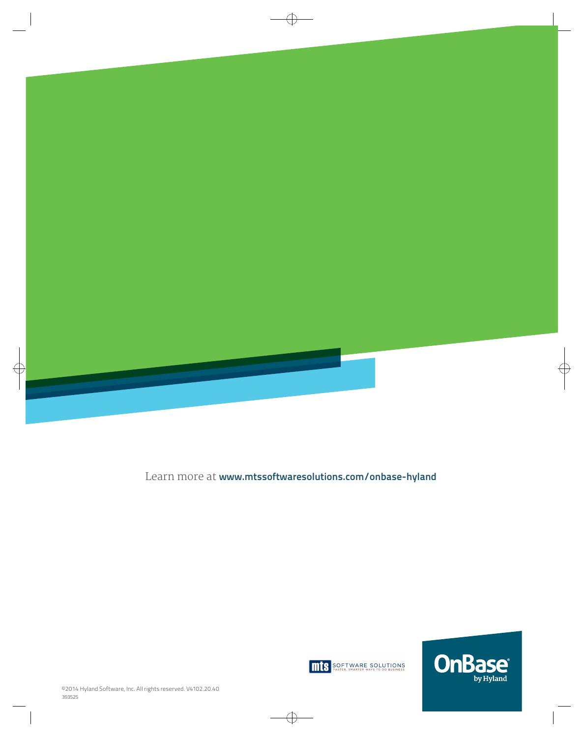Learn more at **www.mtssoftwaresolutions.com/onbase-hyland**

mts SOFTWARE SOLUTIONS
FASTER, SMARTER WAYS TO DO BUSINESS

OnBase® by Hyland

©2014 Hyland Software, Inc. All rights reserved. V4102.20.40
393525